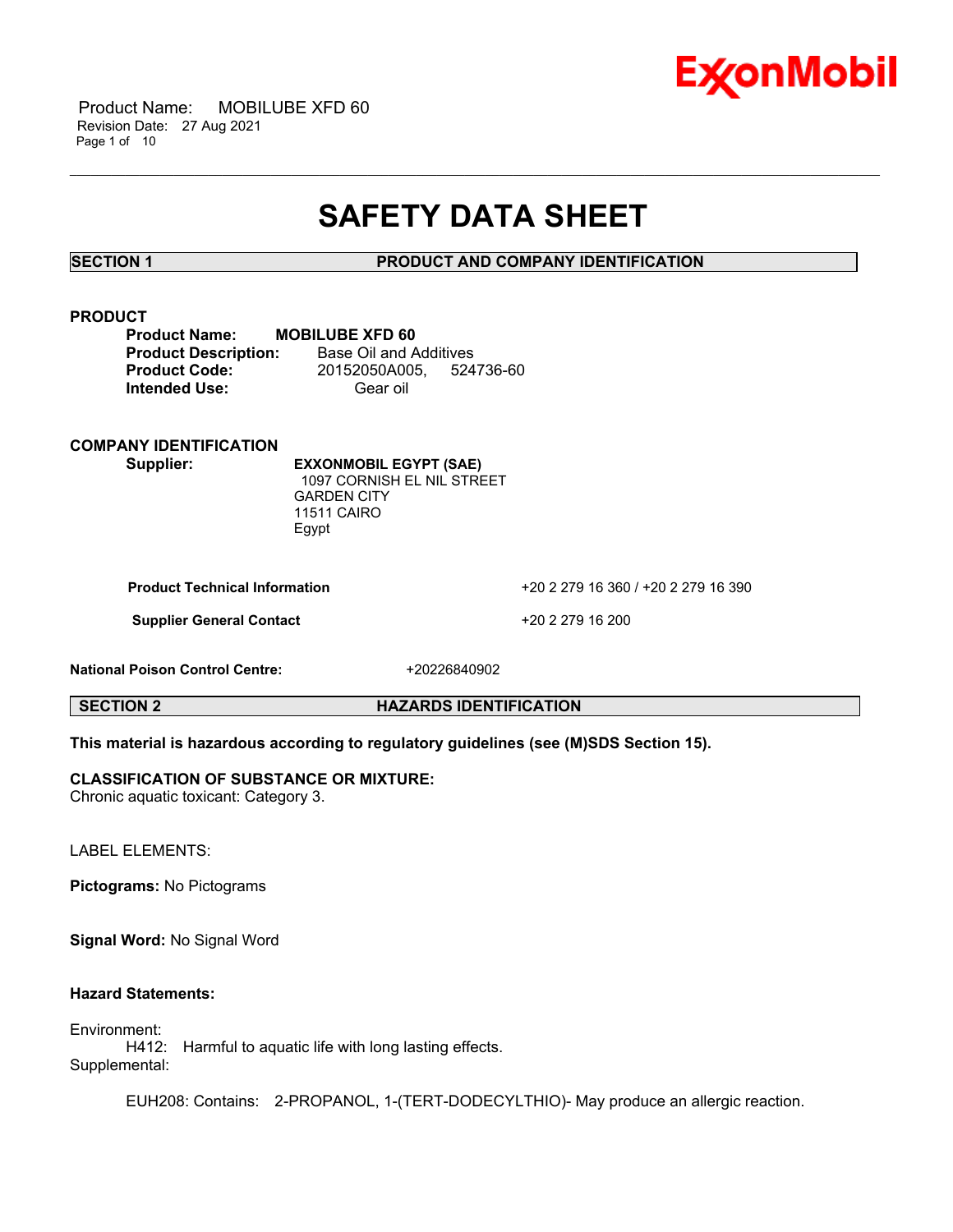# SAFETY DATA SHEET

## SECTION 1 PRODUCT AND COMPANY IDENTIFICATION

### PRODUCT

**Product Name:** **MOBILUBE XFD 60**
**Product Description:** Base Oil and Additives
**Product Code:** 20152050A005, 524736-60
**Intended Use:** Gear oil

### COMPANY IDENTIFICATION

**Supplier:** **EXXONMOBIL EGYPT (SAE)**
1097 CORNISH EL NIL STREET
GARDEN CITY
11511 CAIRO
Egypt

| | |
|---|---|
| **Product Technical Information** | +20 2 279 16 360 / +20 2 279 16 390 |
| **Supplier General Contact** | +20 2 279 16 200 |

**National Poison Control Centre:** +20226840902

## SECTION 2 HAZARDS IDENTIFICATION

**This material is hazardous according to regulatory guidelines (see (M)SDS Section 15).**

**CLASSIFICATION OF SUBSTANCE OR MIXTURE:**
Chronic aquatic toxicant: Category 3.

LABEL ELEMENTS:

**Pictograms:** No Pictograms

**Signal Word:** No Signal Word

**Hazard Statements:**

Environment:
H412: Harmful to aquatic life with long lasting effects.
Supplemental:

EUH208: Contains: 2-PROPANOL, 1-(TERT-DODECYLTHIO)- May produce an allergic reaction.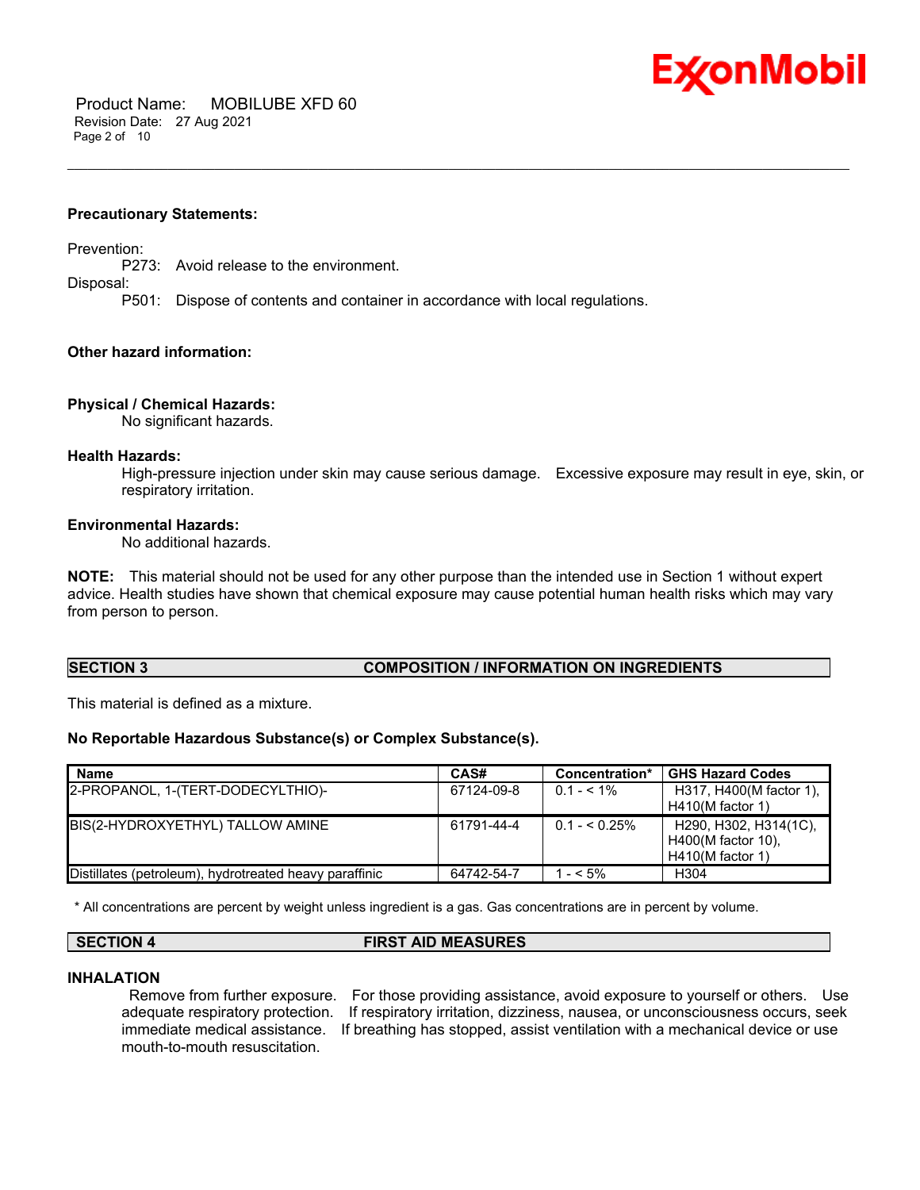**Precautionary Statements:**

Prevention:

P273: Avoid release to the environment.

Disposal:

P501: Dispose of contents and container in accordance with local regulations.

**Other hazard information:**

**Physical / Chemical Hazards:**

No significant hazards.

**Health Hazards:**

High-pressure injection under skin may cause serious damage. Excessive exposure may result in eye, skin, or respiratory irritation.

**Environmental Hazards:**

No additional hazards.

**NOTE:** This material should not be used for any other purpose than the intended use in Section 1 without expert advice. Health studies have shown that chemical exposure may cause potential human health risks which may vary from person to person.

## SECTION 3 COMPOSITION / INFORMATION ON INGREDIENTS

This material is defined as a mixture.

**No Reportable Hazardous Substance(s) or Complex Substance(s).**

| Name | CAS# | Concentration* | GHS Hazard Codes |
|---|---|---|---|
| 2-PROPANOL, 1-(TERT-DODECYLTHIO)- | 67124-09-8 | 0.1 - < 1% | H317, H400(M factor 1), H410(M factor 1) |
| BIS(2-HYDROXYETHYL) TALLOW AMINE | 61791-44-4 | 0.1 - < 0.25% | H290, H302, H314(1C), H400(M factor 10), H410(M factor 1) |
| Distillates (petroleum), hydrotreated heavy paraffinic | 64742-54-7 | 1 - < 5% | H304 |

\* All concentrations are percent by weight unless ingredient is a gas. Gas concentrations are in percent by volume.

## SECTION 4 FIRST AID MEASURES

**INHALATION**

Remove from further exposure. For those providing assistance, avoid exposure to yourself or others. Use adequate respiratory protection. If respiratory irritation, dizziness, nausea, or unconsciousness occurs, seek immediate medical assistance. If breathing has stopped, assist ventilation with a mechanical device or use mouth-to-mouth resuscitation.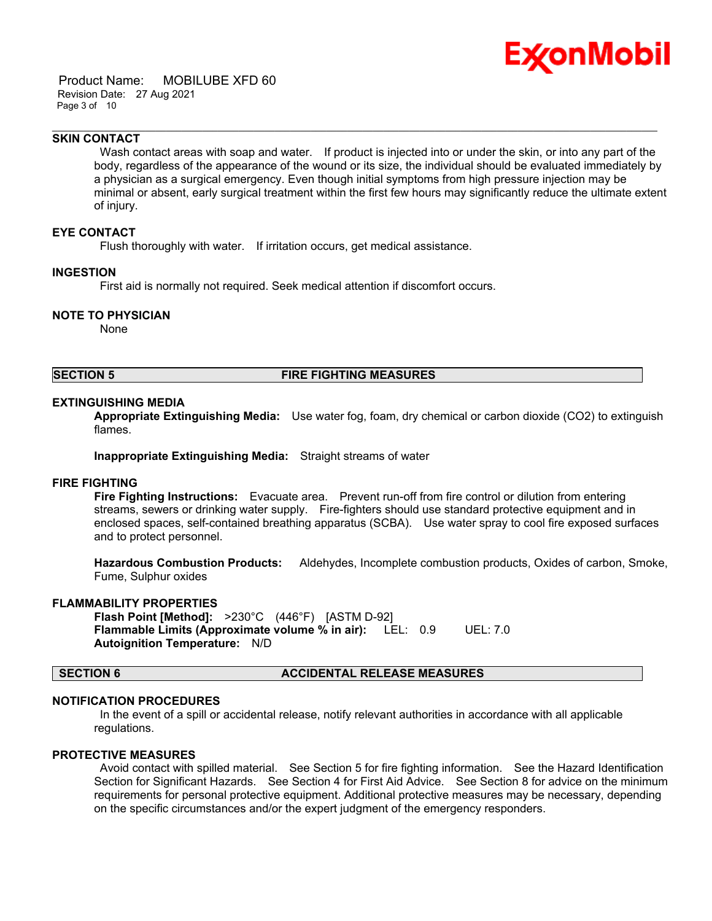### SKIN CONTACT

Wash contact areas with soap and water. If product is injected into or under the skin, or into any part of the body, regardless of the appearance of the wound or its size, the individual should be evaluated immediately by a physician as a surgical emergency. Even though initial symptoms from high pressure injection may be minimal or absent, early surgical treatment within the first few hours may significantly reduce the ultimate extent of injury.

### EYE CONTACT

Flush thoroughly with water. If irritation occurs, get medical assistance.

### INGESTION

First aid is normally not required. Seek medical attention if discomfort occurs.

### NOTE TO PHYSICIAN

None

## SECTION 5 FIRE FIGHTING MEASURES

### EXTINGUISHING MEDIA

**Appropriate Extinguishing Media:** Use water fog, foam, dry chemical or carbon dioxide ($CO_2$) to extinguish flames.

**Inappropriate Extinguishing Media:** Straight streams of water

### FIRE FIGHTING

**Fire Fighting Instructions:** Evacuate area. Prevent run-off from fire control or dilution from entering streams, sewers or drinking water supply. Fire-fighters should use standard protective equipment and in enclosed spaces, self-contained breathing apparatus (SCBA). Use water spray to cool fire exposed surfaces and to protect personnel.

**Hazardous Combustion Products:** Aldehydes, Incomplete combustion products, Oxides of carbon, Smoke, Fume, Sulphur oxides

### FLAMMABILITY PROPERTIES

**Flash Point [Method]:** >230°C (446°F) [ASTM D-92]
**Flammable Limits (Approximate volume % in air):** LEL: 0.9 UEL: 7.0
**Autoignition Temperature:** N/D

## SECTION 6 ACCIDENTAL RELEASE MEASURES

### NOTIFICATION PROCEDURES

In the event of a spill or accidental release, notify relevant authorities in accordance with all applicable regulations.

### PROTECTIVE MEASURES

Avoid contact with spilled material. See Section 5 for fire fighting information. See the Hazard Identification Section for Significant Hazards. See Section 4 for First Aid Advice. See Section 8 for advice on the minimum requirements for personal protective equipment. Additional protective measures may be necessary, depending on the specific circumstances and/or the expert judgment of the emergency responders.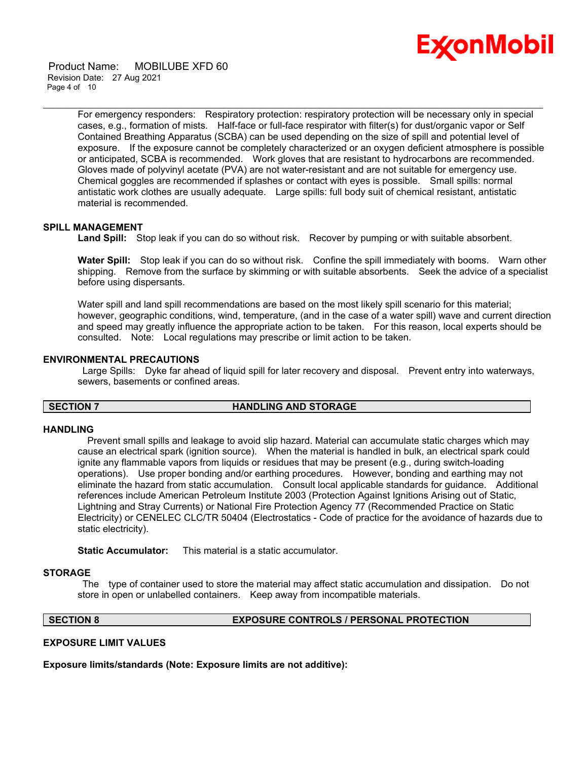For emergency responders: Respiratory protection: respiratory protection will be necessary only in special cases, e.g., formation of mists. Half-face or full-face respirator with filter(s) for dust/organic vapor or Self Contained Breathing Apparatus (SCBA) can be used depending on the size of spill and potential level of exposure. If the exposure cannot be completely characterized or an oxygen deficient atmosphere is possible or anticipated, SCBA is recommended. Work gloves that are resistant to hydrocarbons are recommended. Gloves made of polyvinyl acetate (PVA) are not water-resistant and are not suitable for emergency use. Chemical goggles are recommended if splashes or contact with eyes is possible. Small spills: normal antistatic work clothes are usually adequate. Large spills: full body suit of chemical resistant, antistatic material is recommended.

### SPILL MANAGEMENT

**Land Spill:** Stop leak if you can do so without risk. Recover by pumping or with suitable absorbent.

**Water Spill:** Stop leak if you can do so without risk. Confine the spill immediately with booms. Warn other shipping. Remove from the surface by skimming or with suitable absorbents. Seek the advice of a specialist before using dispersants.

Water spill and land spill recommendations are based on the most likely spill scenario for this material; however, geographic conditions, wind, temperature, (and in the case of a water spill) wave and current direction and speed may greatly influence the appropriate action to be taken. For this reason, local experts should be consulted. Note: Local regulations may prescribe or limit action to be taken.

### ENVIRONMENTAL PRECAUTIONS

Large Spills: Dyke far ahead of liquid spill for later recovery and disposal. Prevent entry into waterways, sewers, basements or confined areas.

## SECTION 7 HANDLING AND STORAGE

### HANDLING

Prevent small spills and leakage to avoid slip hazard. Material can accumulate static charges which may cause an electrical spark (ignition source). When the material is handled in bulk, an electrical spark could ignite any flammable vapors from liquids or residues that may be present (e.g., during switch-loading operations). Use proper bonding and/or earthing procedures. However, bonding and earthing may not eliminate the hazard from static accumulation. Consult local applicable standards for guidance. Additional references include American Petroleum Institute 2003 (Protection Against Ignitions Arising out of Static, Lightning and Stray Currents) or National Fire Protection Agency 77 (Recommended Practice on Static Electricity) or CENELEC CLC/TR 50404 (Electrostatics - Code of practice for the avoidance of hazards due to static electricity).

**Static Accumulator:** This material is a static accumulator.

### STORAGE

The type of container used to store the material may affect static accumulation and dissipation. Do not store in open or unlabelled containers. Keep away from incompatible materials.

## SECTION 8 EXPOSURE CONTROLS / PERSONAL PROTECTION

### EXPOSURE LIMIT VALUES

**Exposure limits/standards (Note: Exposure limits are not additive):**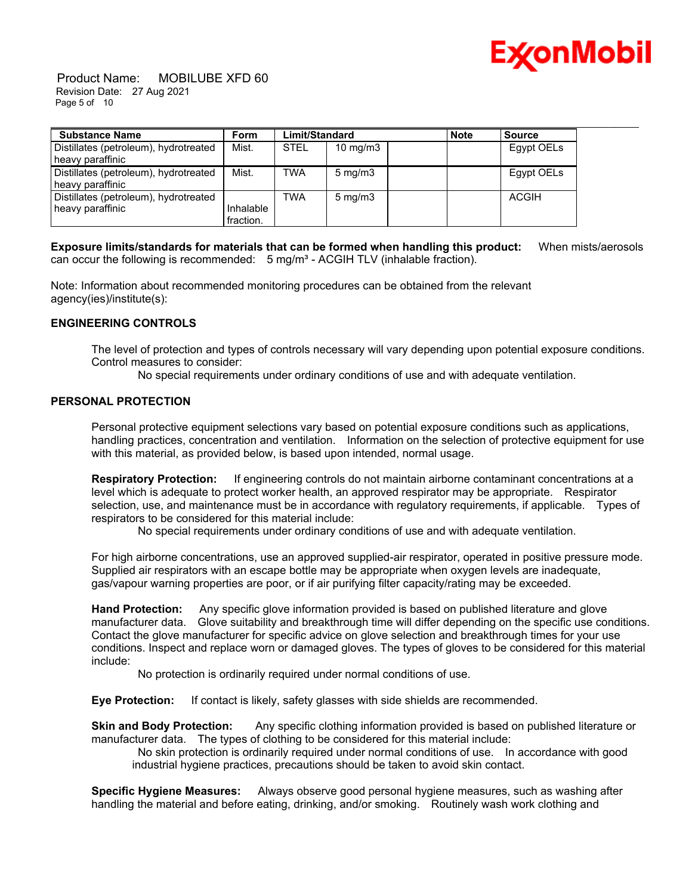| Substance Name | Form | Limit/Standard | | | Note | Source |
|---|---|---|---|---|---|---|
| Distillates (petroleum), hydrotreated heavy paraffinic | Mist. | STEL | 10 mg/m3 | | | Egypt OELs |
| Distillates (petroleum), hydrotreated heavy paraffinic | Mist. | TWA | 5 mg/m3 | | | Egypt OELs |
| Distillates (petroleum), hydrotreated heavy paraffinic | Inhalable fraction. | TWA | 5 mg/m3 | | | ACGIH |

**Exposure limits/standards for materials that can be formed when handling this product:** When mists/aerosols can occur the following is recommended: 5 mg/m³ - ACGIH TLV (inhalable fraction).

Note: Information about recommended monitoring procedures can be obtained from the relevant agency(ies)/institute(s):

### ENGINEERING CONTROLS

The level of protection and types of controls necessary will vary depending upon potential exposure conditions. Control measures to consider:

No special requirements under ordinary conditions of use and with adequate ventilation.

### PERSONAL PROTECTION

Personal protective equipment selections vary based on potential exposure conditions such as applications, handling practices, concentration and ventilation. Information on the selection of protective equipment for use with this material, as provided below, is based upon intended, normal usage.

**Respiratory Protection:** If engineering controls do not maintain airborne contaminant concentrations at a level which is adequate to protect worker health, an approved respirator may be appropriate. Respirator selection, use, and maintenance must be in accordance with regulatory requirements, if applicable. Types of respirators to be considered for this material include:

No special requirements under ordinary conditions of use and with adequate ventilation.

For high airborne concentrations, use an approved supplied-air respirator, operated in positive pressure mode. Supplied air respirators with an escape bottle may be appropriate when oxygen levels are inadequate, gas/vapour warning properties are poor, or if air purifying filter capacity/rating may be exceeded.

**Hand Protection:** Any specific glove information provided is based on published literature and glove manufacturer data. Glove suitability and breakthrough time will differ depending on the specific use conditions. Contact the glove manufacturer for specific advice on glove selection and breakthrough times for your use conditions. Inspect and replace worn or damaged gloves. The types of gloves to be considered for this material include:

No protection is ordinarily required under normal conditions of use.

**Eye Protection:** If contact is likely, safety glasses with side shields are recommended.

**Skin and Body Protection:** Any specific clothing information provided is based on published literature or manufacturer data. The types of clothing to be considered for this material include:

No skin protection is ordinarily required under normal conditions of use. In accordance with good industrial hygiene practices, precautions should be taken to avoid skin contact.

**Specific Hygiene Measures:** Always observe good personal hygiene measures, such as washing after handling the material and before eating, drinking, and/or smoking. Routinely wash work clothing and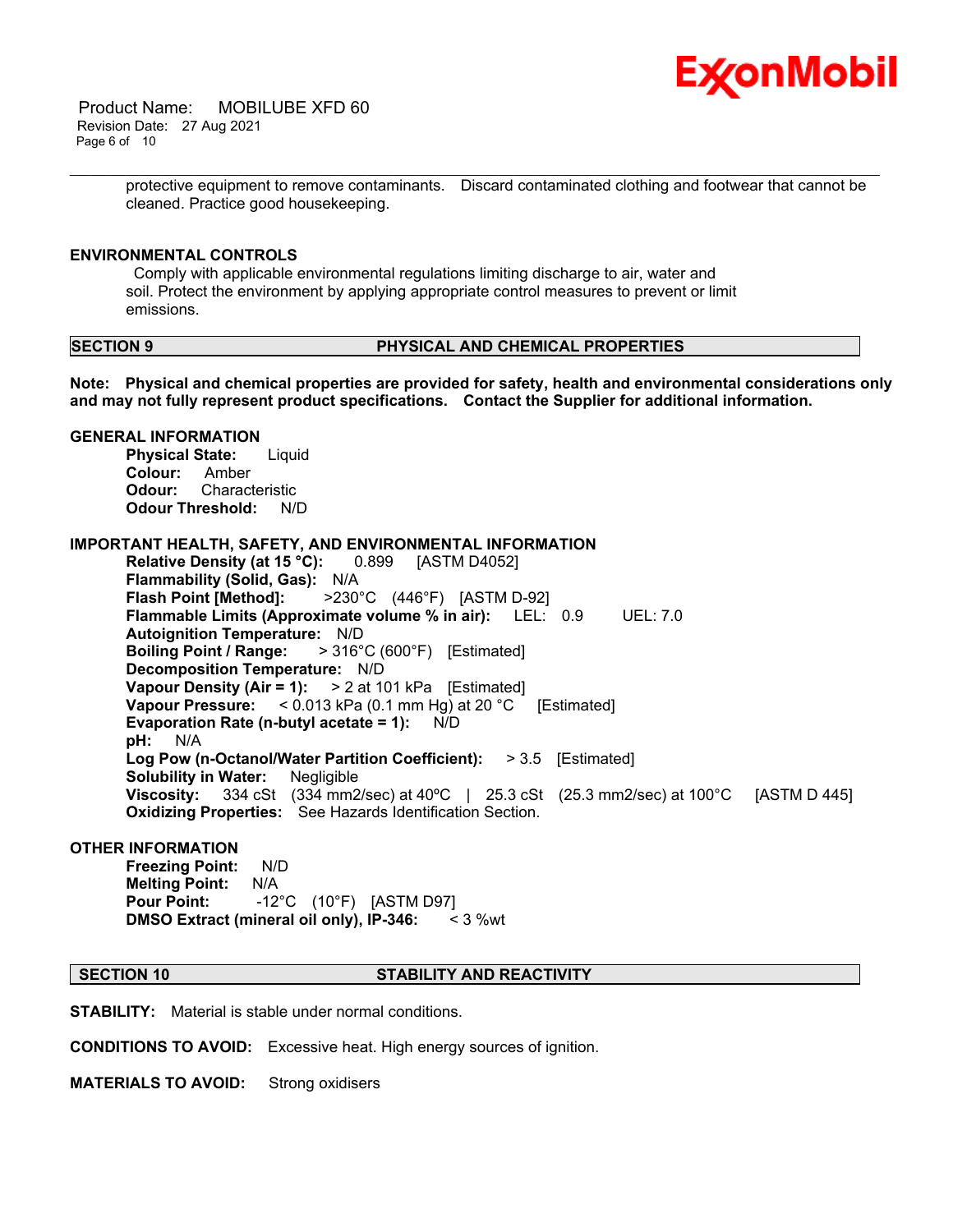protective equipment to remove contaminants. Discard contaminated clothing and footwear that cannot be cleaned. Practice good housekeeping.

**ENVIRONMENTAL CONTROLS**

Comply with applicable environmental regulations limiting discharge to air, water and soil. Protect the environment by applying appropriate control measures to prevent or limit emissions.

## SECTION 9 PHYSICAL AND CHEMICAL PROPERTIES

**Note: Physical and chemical properties are provided for safety, health and environmental considerations only and may not fully represent product specifications. Contact the Supplier for additional information.**

**GENERAL INFORMATION**

**Physical State:** Liquid
**Colour:** Amber
**Odour:** Characteristic
**Odour Threshold:** N/D

**IMPORTANT HEALTH, SAFETY, AND ENVIRONMENTAL INFORMATION**

**Relative Density (at 15 °C):** 0.899 [ASTM D4052]
**Flammability (Solid, Gas):** N/A
**Flash Point [Method]:** >230°C (446°F) [ASTM D-92]
**Flammable Limits (Approximate volume % in air):** LEL: 0.9 UEL: 7.0
**Autoignition Temperature:** N/D
**Boiling Point / Range:** > 316°C (600°F) [Estimated]
**Decomposition Temperature:** N/D
**Vapour Density (Air = 1):** > 2 at 101 kPa [Estimated]
**Vapour Pressure:** < 0.013 kPa (0.1 mm Hg) at 20 °C [Estimated]
**Evaporation Rate (n-butyl acetate = 1):** N/D
**pH:** N/A
**Log Pow (n-Octanol/Water Partition Coefficient):** > 3.5 [Estimated]
**Solubility in Water:** Negligible
**Viscosity:** 334 cSt (334 mm2/sec) at 40ºC | 25.3 cSt (25.3 mm2/sec) at 100°C [ASTM D 445]
**Oxidizing Properties:** See Hazards Identification Section.

**OTHER INFORMATION**

**Freezing Point:** N/D
**Melting Point:** N/A
**Pour Point:** -12°C (10°F) [ASTM D97]
**DMSO Extract (mineral oil only), IP-346:** < 3 %wt

## SECTION 10 STABILITY AND REACTIVITY

**STABILITY:** Material is stable under normal conditions.

**CONDITIONS TO AVOID:** Excessive heat. High energy sources of ignition.

**MATERIALS TO AVOID:** Strong oxidisers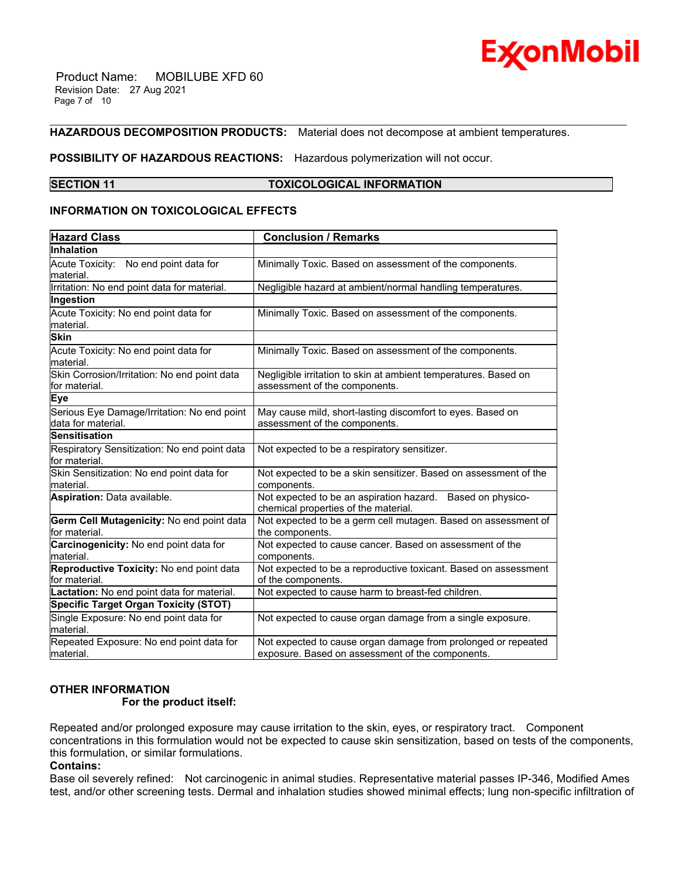**HAZARDOUS DECOMPOSITION PRODUCTS:** Material does not decompose at ambient temperatures.

**POSSIBILITY OF HAZARDOUS REACTIONS:** Hazardous polymerization will not occur.

## SECTION 11 TOXICOLOGICAL INFORMATION

### INFORMATION ON TOXICOLOGICAL EFFECTS

| Hazard Class | Conclusion / Remarks |
|---|---|
| **Inhalation** | |
| Acute Toxicity: No end point data for material. | Minimally Toxic. Based on assessment of the components. |
| Irritation: No end point data for material. | Negligible hazard at ambient/normal handling temperatures. |
| **Ingestion** | |
| Acute Toxicity: No end point data for material. | Minimally Toxic. Based on assessment of the components. |
| **Skin** | |
| Acute Toxicity: No end point data for material. | Minimally Toxic. Based on assessment of the components. |
| Skin Corrosion/Irritation: No end point data for material. | Negligible irritation to skin at ambient temperatures. Based on assessment of the components. |
| **Eye** | |
| Serious Eye Damage/Irritation: No end point data for material. | May cause mild, short-lasting discomfort to eyes. Based on assessment of the components. |
| **Sensitisation** | |
| Respiratory Sensitization: No end point data for material. | Not expected to be a respiratory sensitizer. |
| Skin Sensitization: No end point data for material. | Not expected to be a skin sensitizer. Based on assessment of the components. |
| **Aspiration:** Data available. | Not expected to be an aspiration hazard. Based on physico-chemical properties of the material. |
| **Germ Cell Mutagenicity:** No end point data for material. | Not expected to be a germ cell mutagen. Based on assessment of the components. |
| **Carcinogenicity:** No end point data for material. | Not expected to cause cancer. Based on assessment of the components. |
| **Reproductive Toxicity:** No end point data for material. | Not expected to be a reproductive toxicant. Based on assessment of the components. |
| **Lactation:** No end point data for material. | Not expected to cause harm to breast-fed children. |
| **Specific Target Organ Toxicity (STOT)** | |
| Single Exposure: No end point data for material. | Not expected to cause organ damage from a single exposure. |
| Repeated Exposure: No end point data for material. | Not expected to cause organ damage from prolonged or repeated exposure. Based on assessment of the components. |

### OTHER INFORMATION

**For the product itself:**

Repeated and/or prolonged exposure may cause irritation to the skin, eyes, or respiratory tract. Component concentrations in this formulation would not be expected to cause skin sensitization, based on tests of the components, this formulation, or similar formulations.

**Contains:**

Base oil severely refined: Not carcinogenic in animal studies. Representative material passes IP-346, Modified Ames test, and/or other screening tests. Dermal and inhalation studies showed minimal effects; lung non-specific infiltration of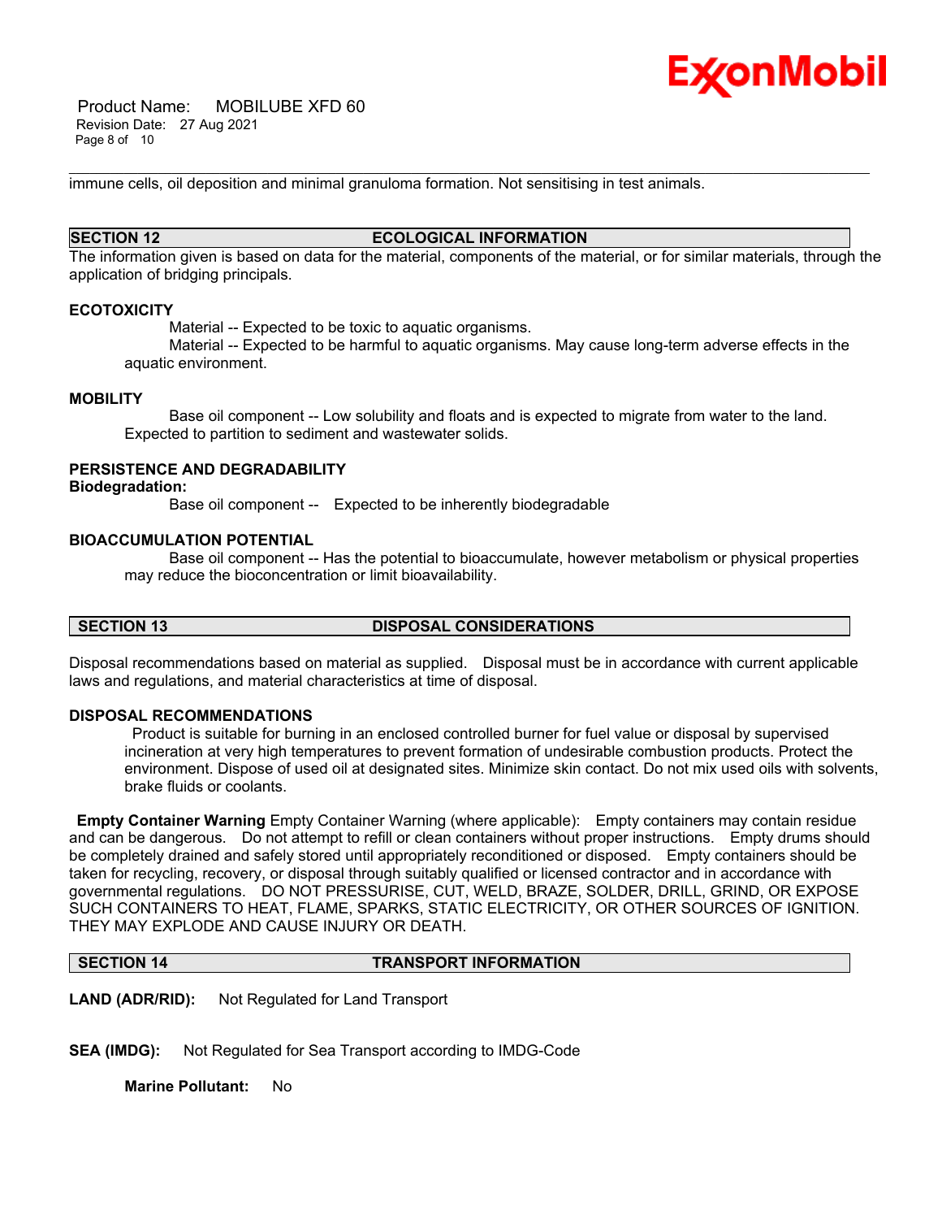immune cells, oil deposition and minimal granuloma formation. Not sensitising in test animals.

## SECTION 12 ECOLOGICAL INFORMATION

The information given is based on data for the material, components of the material, or for similar materials, through the application of bridging principals.

### ECOTOXICITY

Material -- Expected to be toxic to aquatic organisms.

Material -- Expected to be harmful to aquatic organisms. May cause long-term adverse effects in the aquatic environment.

### MOBILITY

Base oil component -- Low solubility and floats and is expected to migrate from water to the land. Expected to partition to sediment and wastewater solids.

### PERSISTENCE AND DEGRADABILITY

**Biodegradation:**

Base oil component -- Expected to be inherently biodegradable

### BIOACCUMULATION POTENTIAL

Base oil component -- Has the potential to bioaccumulate, however metabolism or physical properties may reduce the bioconcentration or limit bioavailability.

## SECTION 13 DISPOSAL CONSIDERATIONS

Disposal recommendations based on material as supplied. Disposal must be in accordance with current applicable laws and regulations, and material characteristics at time of disposal.

### DISPOSAL RECOMMENDATIONS

Product is suitable for burning in an enclosed controlled burner for fuel value or disposal by supervised incineration at very high temperatures to prevent formation of undesirable combustion products. Protect the environment. Dispose of used oil at designated sites. Minimize skin contact. Do not mix used oils with solvents, brake fluids or coolants.

**Empty Container Warning** Empty Container Warning (where applicable): Empty containers may contain residue and can be dangerous. Do not attempt to refill or clean containers without proper instructions. Empty drums should be completely drained and safely stored until appropriately reconditioned or disposed. Empty containers should be taken for recycling, recovery, or disposal through suitably qualified or licensed contractor and in accordance with governmental regulations. DO NOT PRESSURISE, CUT, WELD, BRAZE, SOLDER, DRILL, GRIND, OR EXPOSE SUCH CONTAINERS TO HEAT, FLAME, SPARKS, STATIC ELECTRICITY, OR OTHER SOURCES OF IGNITION. THEY MAY EXPLODE AND CAUSE INJURY OR DEATH.

## SECTION 14 TRANSPORT INFORMATION

**LAND (ADR/RID):** Not Regulated for Land Transport

**SEA (IMDG):** Not Regulated for Sea Transport according to IMDG-Code

**Marine Pollutant:** No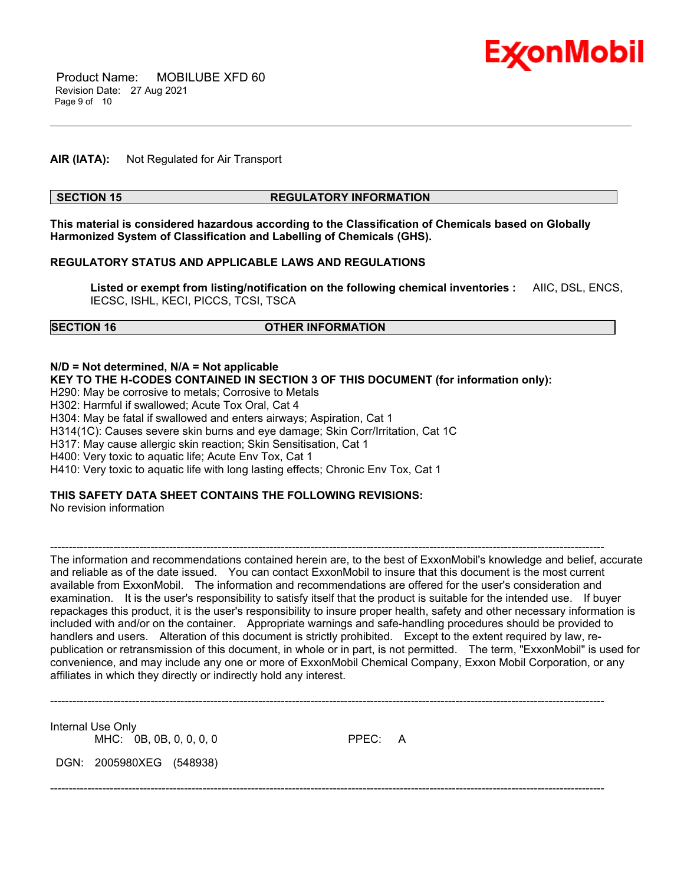**AIR (IATA):** Not Regulated for Air Transport

## SECTION 15 REGULATORY INFORMATION

**This material is considered hazardous according to the Classification of Chemicals based on Globally Harmonized System of Classification and Labelling of Chemicals (GHS).**

**REGULATORY STATUS AND APPLICABLE LAWS AND REGULATIONS**

**Listed or exempt from listing/notification on the following chemical inventories :** AIIC, DSL, ENCS, IECSC, ISHL, KECI, PICCS, TCSI, TSCA

## SECTION 16 OTHER INFORMATION

**N/D = Not determined, N/A = Not applicable**

**KEY TO THE H-CODES CONTAINED IN SECTION 3 OF THIS DOCUMENT (for information only):**

H290: May be corrosive to metals; Corrosive to Metals
H302: Harmful if swallowed; Acute Tox Oral, Cat 4
H304: May be fatal if swallowed and enters airways; Aspiration, Cat 1
H314(1C): Causes severe skin burns and eye damage; Skin Corr/Irritation, Cat 1C
H317: May cause allergic skin reaction; Skin Sensitisation, Cat 1
H400: Very toxic to aquatic life; Acute Env Tox, Cat 1
H410: Very toxic to aquatic life with long lasting effects; Chronic Env Tox, Cat 1

**THIS SAFETY DATA SHEET CONTAINS THE FOLLOWING REVISIONS:**

No revision information

-----------------------------------------------------------------------------------------------------------------------------------------------

The information and recommendations contained herein are, to the best of ExxonMobil's knowledge and belief, accurate and reliable as of the date issued. You can contact ExxonMobil to insure that this document is the most current available from ExxonMobil. The information and recommendations are offered for the user's consideration and examination. It is the user's responsibility to satisfy itself that the product is suitable for the intended use. If buyer repackages this product, it is the user's responsibility to insure proper health, safety and other necessary information is included with and/or on the container. Appropriate warnings and safe-handling procedures should be provided to handlers and users. Alteration of this document is strictly prohibited. Except to the extent required by law, re-publication or retransmission of this document, in whole or in part, is not permitted. The term, "ExxonMobil" is used for convenience, and may include any one or more of ExxonMobil Chemical Company, Exxon Mobil Corporation, or any affiliates in which they directly or indirectly hold any interest.

-----------------------------------------------------------------------------------------------------------------------------------------------

Internal Use Only
MHC: 0B, 0B, 0, 0, 0, 0 PPEC: A

DGN: 2005980XEG (548938)

-----------------------------------------------------------------------------------------------------------------------------------------------